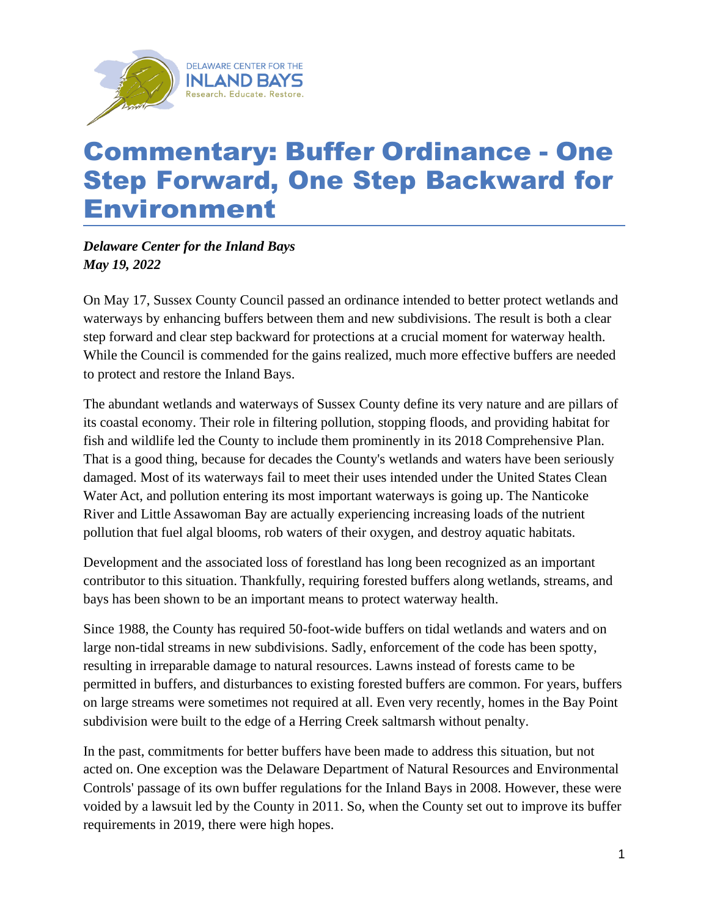# Commentary: Buffer Ordinance - One Step Forward, One Step Backward for Environment

***Delaware Center for the Inland Bays***
***May 19, 2022***

On May 17, Sussex County Council passed an ordinance intended to better protect wetlands and waterways by enhancing buffers between them and new subdivisions. The result is both a clear step forward and clear step backward for protections at a crucial moment for waterway health. While the Council is commended for the gains realized, much more effective buffers are needed to protect and restore the Inland Bays.

The abundant wetlands and waterways of Sussex County define its very nature and are pillars of its coastal economy. Their role in filtering pollution, stopping floods, and providing habitat for fish and wildlife led the County to include them prominently in its 2018 Comprehensive Plan. That is a good thing, because for decades the County's wetlands and waters have been seriously damaged. Most of its waterways fail to meet their uses intended under the United States Clean Water Act, and pollution entering its most important waterways is going up. The Nanticoke River and Little Assawoman Bay are actually experiencing increasing loads of the nutrient pollution that fuel algal blooms, rob waters of their oxygen, and destroy aquatic habitats.

Development and the associated loss of forestland has long been recognized as an important contributor to this situation. Thankfully, requiring forested buffers along wetlands, streams, and bays has been shown to be an important means to protect waterway health.

Since 1988, the County has required 50-foot-wide buffers on tidal wetlands and waters and on large non-tidal streams in new subdivisions. Sadly, enforcement of the code has been spotty, resulting in irreparable damage to natural resources. Lawns instead of forests came to be permitted in buffers, and disturbances to existing forested buffers are common. For years, buffers on large streams were sometimes not required at all. Even very recently, homes in the Bay Point subdivision were built to the edge of a Herring Creek saltmarsh without penalty.

In the past, commitments for better buffers have been made to address this situation, but not acted on. One exception was the Delaware Department of Natural Resources and Environmental Controls' passage of its own buffer regulations for the Inland Bays in 2008. However, these were voided by a lawsuit led by the County in 2011. So, when the County set out to improve its buffer requirements in 2019, there were high hopes.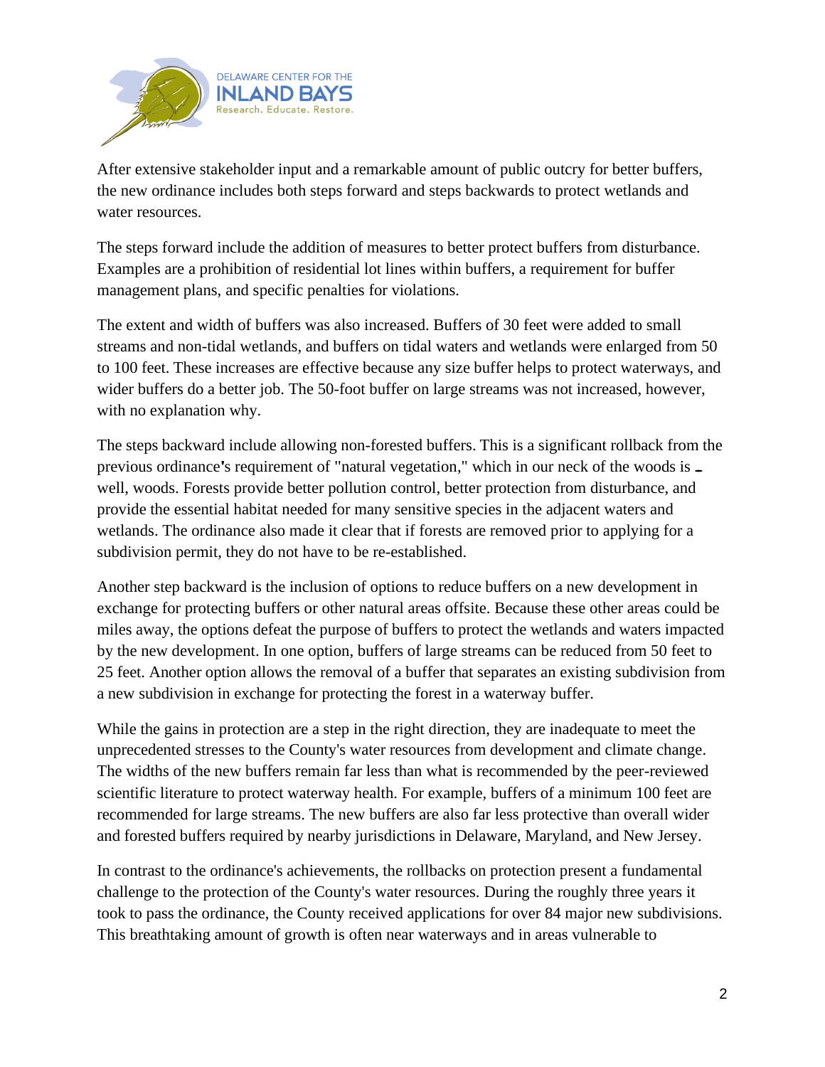After extensive stakeholder input and a remarkable amount of public outcry for better buffers, the new ordinance includes both steps forward and steps backwards to protect wetlands and water resources.

The steps forward include the addition of measures to better protect buffers from disturbance. Examples are a prohibition of residential lot lines within buffers, a requirement for buffer management plans, and specific penalties for violations.

The extent and width of buffers was also increased. Buffers of 30 feet were added to small streams and non-tidal wetlands, and buffers on tidal waters and wetlands were enlarged from 50 to 100 feet. These increases are effective because any size buffer helps to protect waterways, and wider buffers do a better job. The 50-foot buffer on large streams was not increased, however, with no explanation why.

The steps backward include allowing non-forested buffers. This is a significant rollback from the previous ordinance's requirement of "natural vegetation," which in our neck of the woods is – well, woods. Forests provide better pollution control, better protection from disturbance, and provide the essential habitat needed for many sensitive species in the adjacent waters and wetlands. The ordinance also made it clear that if forests are removed prior to applying for a subdivision permit, they do not have to be re-established.

Another step backward is the inclusion of options to reduce buffers on a new development in exchange for protecting buffers or other natural areas offsite. Because these other areas could be miles away, the options defeat the purpose of buffers to protect the wetlands and waters impacted by the new development. In one option, buffers of large streams can be reduced from 50 feet to 25 feet. Another option allows the removal of a buffer that separates an existing subdivision from a new subdivision in exchange for protecting the forest in a waterway buffer.

While the gains in protection are a step in the right direction, they are inadequate to meet the unprecedented stresses to the County's water resources from development and climate change. The widths of the new buffers remain far less than what is recommended by the peer-reviewed scientific literature to protect waterway health. For example, buffers of a minimum 100 feet are recommended for large streams. The new buffers are also far less protective than overall wider and forested buffers required by nearby jurisdictions in Delaware, Maryland, and New Jersey.

In contrast to the ordinance's achievements, the rollbacks on protection present a fundamental challenge to the protection of the County's water resources. During the roughly three years it took to pass the ordinance, the County received applications for over 84 major new subdivisions. This breathtaking amount of growth is often near waterways and in areas vulnerable to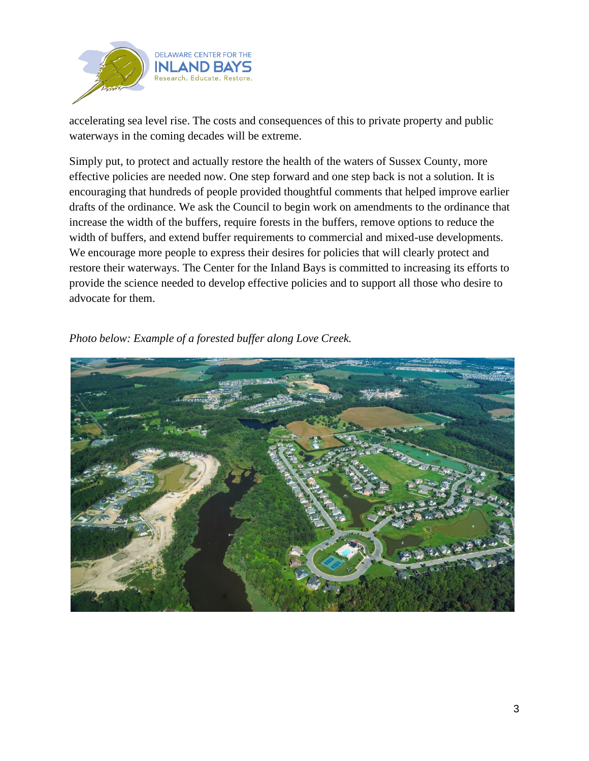accelerating sea level rise. The costs and consequences of this to private property and public waterways in the coming decades will be extreme.

Simply put, to protect and actually restore the health of the waters of Sussex County, more effective policies are needed now. One step forward and one step back is not a solution. It is encouraging that hundreds of people provided thoughtful comments that helped improve earlier drafts of the ordinance. We ask the Council to begin work on amendments to the ordinance that increase the width of the buffers, require forests in the buffers, remove options to reduce the width of buffers, and extend buffer requirements to commercial and mixed-use developments. We encourage more people to express their desires for policies that will clearly protect and restore their waterways. The Center for the Inland Bays is committed to increasing its efforts to provide the science needed to develop effective policies and to support all those who desire to advocate for them.

*Photo below: Example of a forested buffer along Love Creek.*